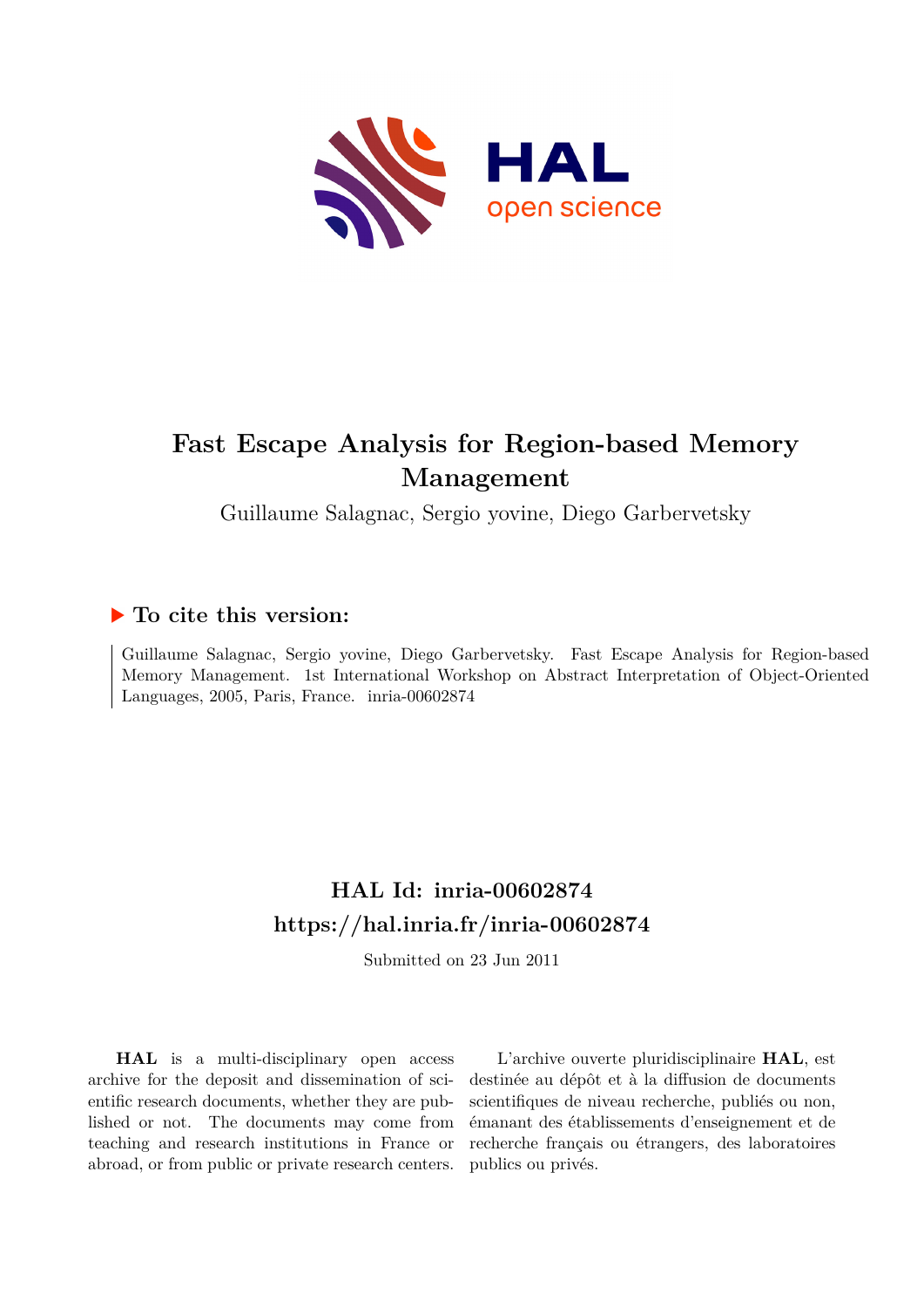# Fast Escape Analysis for Region-based Memory Management

Guillaume Salagnac, Sergio yovine, Diego Garbervetsky

## ▶ To cite this version:

Guillaume Salagnac, Sergio yovine, Diego Garbervetsky. Fast Escape Analysis for Region-based Memory Management. 1st International Workshop on Abstract Interpretation of Object-Oriented Languages, 2005, Paris, France. inria-00602874

## HAL Id: inria-00602874

## https://hal.inria.fr/inria-00602874

Submitted on 23 Jun 2011

**HAL** is a multi-disciplinary open access archive for the deposit and dissemination of scientific research documents, whether they are published or not. The documents may come from teaching and research institutions in France or abroad, or from public or private research centers.

L'archive ouverte pluridisciplinaire **HAL**, est destinée au dépôt et à la diffusion de documents scientifiques de niveau recherche, publiés ou non, émanant des établissements d'enseignement et de recherche français ou étrangers, des laboratoires publics ou privés.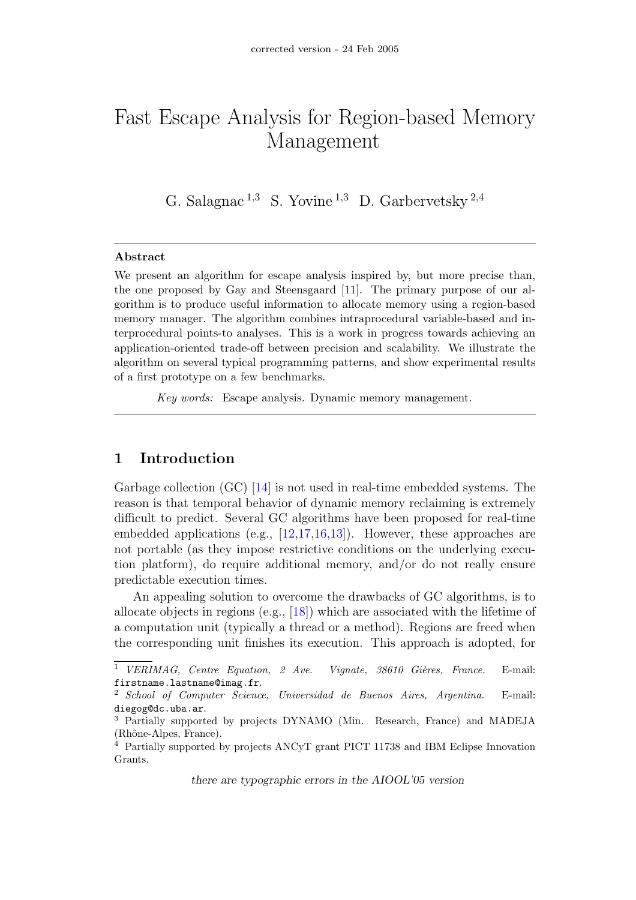corrected version - 24 Feb 2005

# Fast Escape Analysis for Region-based Memory Management

G. Salagnac [1,3] S. Yovine [1,3] D. Garbervetsky [2,4]

---

**Abstract**

We present an algorithm for escape analysis inspired by, but more precise than, the one proposed by Gay and Steensgaard [11]. The primary purpose of our algorithm is to produce useful information to allocate memory using a region-based memory manager. The algorithm combines intraprocedural variable-based and interprocedural points-to analyses. This is a work in progress towards achieving an application-oriented trade-off between precision and scalability. We illustrate the algorithm on several typical programming patterns, and show experimental results of a first prototype on a few benchmarks.

*Key words:* Escape analysis. Dynamic memory management.

---

## 1 Introduction

Garbage collection (GC) [14] is not used in real-time embedded systems. The reason is that temporal behavior of dynamic memory reclaiming is extremely difficult to predict. Several GC algorithms have been proposed for real-time embedded applications (e.g., [12,17,16,13]). However, these approaches are not portable (as they impose restrictive conditions on the underlying execution platform), do require additional memory, and/or do not really ensure predictable execution times.

An appealing solution to overcome the drawbacks of GC algorithms, is to allocate objects in regions (e.g., [18]) which are associated with the lifetime of a computation unit (typically a thread or a method). Regions are freed when the corresponding unit finishes its execution. This approach is adopted, for

---

[1] *VERIMAG, Centre Equation, 2 Ave. Vignate, 38610 Gières, France.* E-mail: `firstname.lastname@imag.fr`.

[2] *School of Computer Science, Universidad de Buenos Aires, Argentina.* E-mail: `diegog@dc.uba.ar`.

[3] Partially supported by projects DYNAMO (Min. Research, France) and MADEJA (Rhône-Alpes, France).

[4] Partially supported by projects ANCyT grant PICT 11738 and IBM Eclipse Innovation Grants.

*there are typographic errors in the AIOOL'05 version*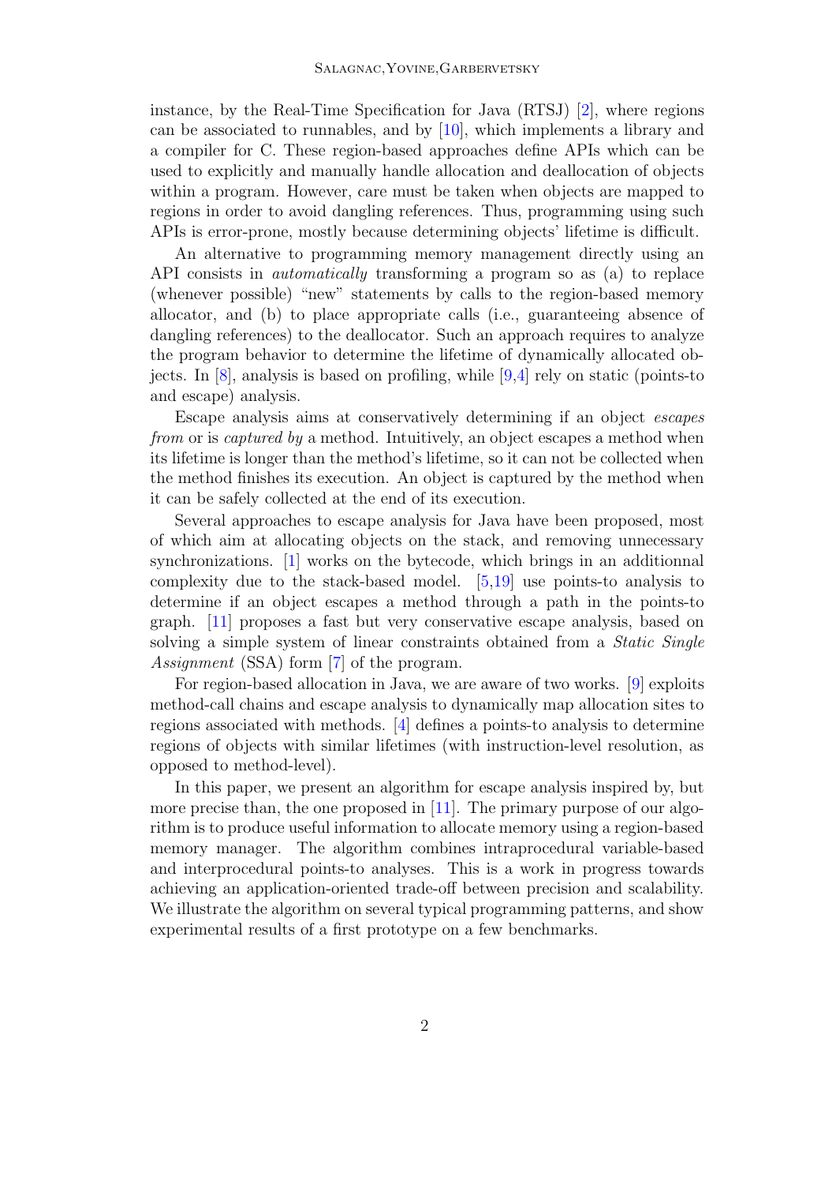instance, by the Real-Time Specification for Java (RTSJ) [2], where regions can be associated to runnables, and by [10], which implements a library and a compiler for C. These region-based approaches define APIs which can be used to explicitly and manually handle allocation and deallocation of objects within a program. However, care must be taken when objects are mapped to regions in order to avoid dangling references. Thus, programming using such APIs is error-prone, mostly because determining objects' lifetime is difficult.

An alternative to programming memory management directly using an API consists in *automatically* transforming a program so as (a) to replace (whenever possible) "new" statements by calls to the region-based memory allocator, and (b) to place appropriate calls (i.e., guaranteeing absence of dangling references) to the deallocator. Such an approach requires to analyze the program behavior to determine the lifetime of dynamically allocated objects. In [8], analysis is based on profiling, while [9,4] rely on static (points-to and escape) analysis.

Escape analysis aims at conservatively determining if an object *escapes from* or is *captured by* a method. Intuitively, an object escapes a method when its lifetime is longer than the method's lifetime, so it can not be collected when the method finishes its execution. An object is captured by the method when it can be safely collected at the end of its execution.

Several approaches to escape analysis for Java have been proposed, most of which aim at allocating objects on the stack, and removing unnecessary synchronizations. [1] works on the bytecode, which brings in an additionnal complexity due to the stack-based model. [5,19] use points-to analysis to determine if an object escapes a method through a path in the points-to graph. [11] proposes a fast but very conservative escape analysis, based on solving a simple system of linear constraints obtained from a *Static Single Assignment* (SSA) form [7] of the program.

For region-based allocation in Java, we are aware of two works. [9] exploits method-call chains and escape analysis to dynamically map allocation sites to regions associated with methods. [4] defines a points-to analysis to determine regions of objects with similar lifetimes (with instruction-level resolution, as opposed to method-level).

In this paper, we present an algorithm for escape analysis inspired by, but more precise than, the one proposed in [11]. The primary purpose of our algorithm is to produce useful information to allocate memory using a region-based memory manager. The algorithm combines intraprocedural variable-based and interprocedural points-to analyses. This is a work in progress towards achieving an application-oriented trade-off between precision and scalability. We illustrate the algorithm on several typical programming patterns, and show experimental results of a first prototype on a few benchmarks.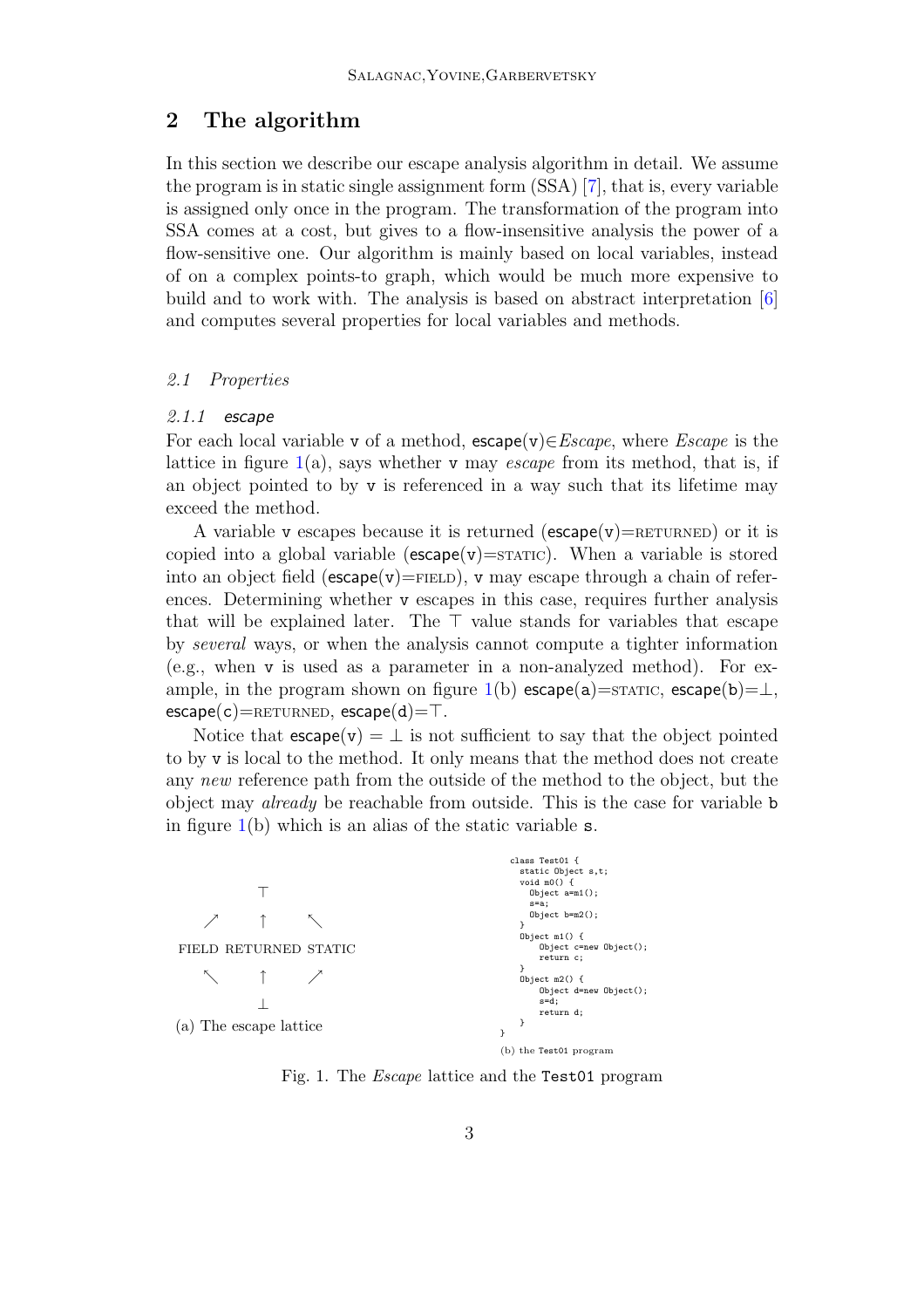## 2 The algorithm

In this section we describe our escape analysis algorithm in detail. We assume the program is in static single assignment form (SSA) [7], that is, every variable is assigned only once in the program. The transformation of the program into SSA comes at a cost, but gives to a flow-insensitive analysis the power of a flow-sensitive one. Our algorithm is mainly based on local variables, instead of on a complex points-to graph, which would be much more expensive to build and to work with. The analysis is based on abstract interpretation [6] and computes several properties for local variables and methods.

### 2.1 Properties

#### 2.1.1 escape

For each local variable v of a method, escape(v)$\in$*Escape*, where *Escape* is the lattice in figure 1(a), says whether v may *escape* from its method, that is, if an object pointed to by v is referenced in a way such that its lifetime may exceed the method.

A variable v escapes because it is returned (escape(v)=RETURNED) or it is copied into a global variable (escape(v)=STATIC). When a variable is stored into an object field (escape(v)=FIELD), v may escape through a chain of references. Determining whether v escapes in this case, requires further analysis that will be explained later. The $\top$ value stands for variables that escape by *several* ways, or when the analysis cannot compute a tighter information (e.g., when v is used as a parameter in a non-analyzed method). For example, in the program shown on figure 1(b) escape(a)=STATIC, escape(b)=$\bot$, escape(c)=RETURNED, escape(d)=$\top$.

Notice that escape(v) = $\bot$ is not sufficient to say that the object pointed to by v is local to the method. It only means that the method does not create any *new* reference path from the outside of the method to the object, but the object may *already* be reachable from outside. This is the case for variable b in figure 1(b) which is an alias of the static variable s.

```
            ⊤
      ↗     ↑     ↖
FIELD  RETURNED  STATIC
      ↖     ↑     ↗
            ⊥
```

(a) The escape lattice

```
class Test01 {
  static Object s,t;
  void m0() {
    Object a=m1();
    s=a;
    Object b=m2();
  }
  Object m1() {
      Object c=new Object();
      return c;
  }
  Object m2() {
      Object d=new Object();
      s=d;
      return d;
  }
}
```

(b) the Test01 program

Fig. 1. The *Escape* lattice and the Test01 program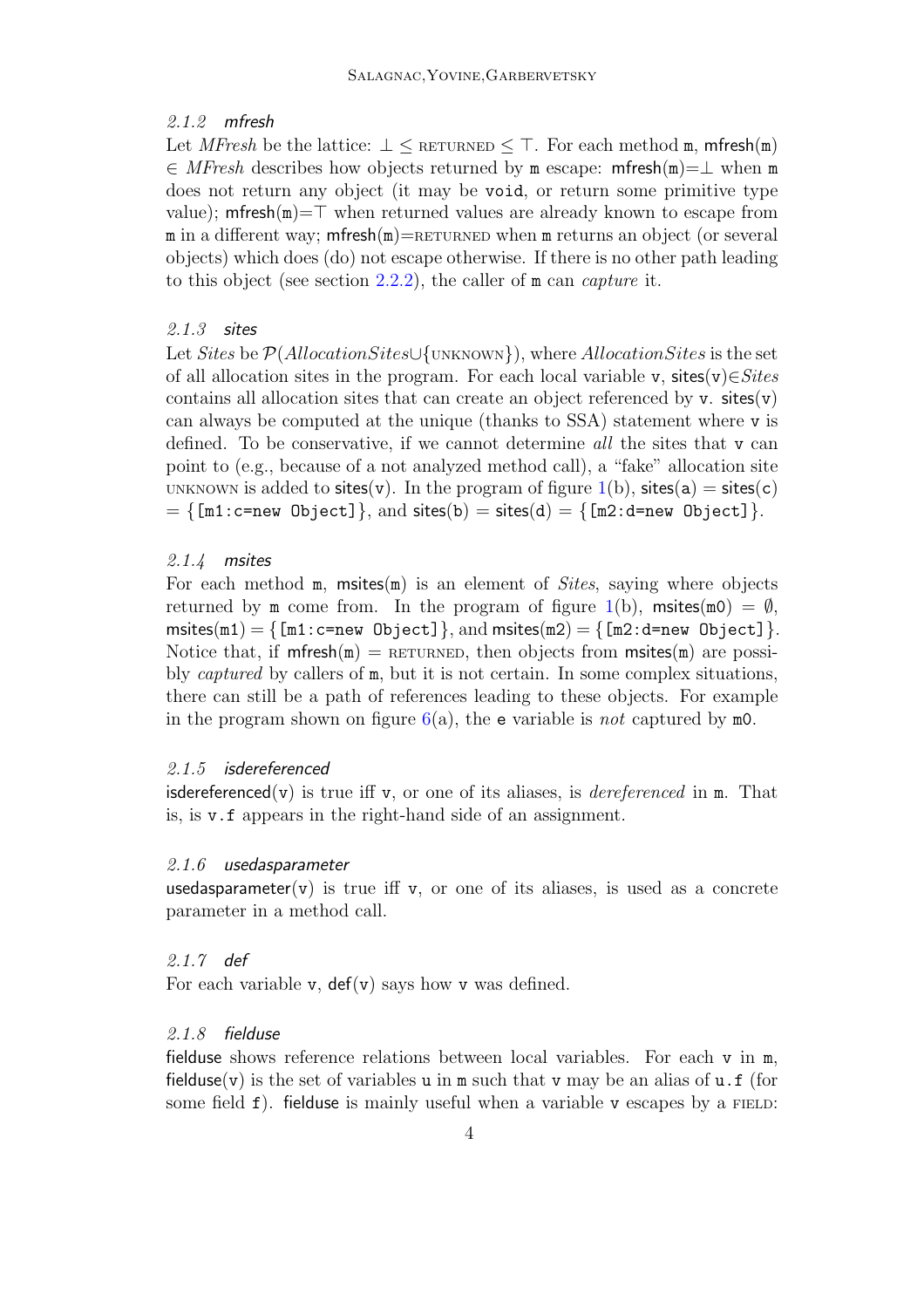#### 2.1.2 *mfresh*

Let *MFresh* be the lattice: $\bot \leq$ RETURNED $\leq \top$. For each method `m`, mfresh(`m`) $\in$ *MFresh* describes how objects returned by `m` escape: mfresh(`m`)$=\bot$ when `m` does not return any object (it may be `void`, or return some primitive type value); mfresh(`m`)$=\top$ when returned values are already known to escape from `m` in a different way; mfresh(`m`)=RETURNED when `m` returns an object (or several objects) which does (do) not escape otherwise. If there is no other path leading to this object (see section 2.2.2), the caller of `m` can *capture* it.

#### 2.1.3 *sites*

Let *Sites* be $\mathcal{P}(AllocationSites \cup \{\text{UNKNOWN}\})$, where *AllocationSites* is the set of all allocation sites in the program. For each local variable `v`, sites(`v`)$\in$*Sites* contains all allocation sites that can create an object referenced by `v`. sites(`v`) can always be computed at the unique (thanks to SSA) statement where `v` is defined. To be conservative, if we cannot determine *all* the sites that `v` can point to (e.g., because of a not analyzed method call), a "fake" allocation site UNKNOWN is added to sites(`v`). In the program of figure 1(b), sites(`a`) = sites(`c`) = {`[m1:c=new Object]`}, and sites(`b`) = sites(`d`) = {`[m2:d=new Object]`}.

#### 2.1.4 *msites*

For each method `m`, msites(`m`) is an element of *Sites*, saying where objects returned by `m` come from. In the program of figure 1(b), msites(`m0`) = $\emptyset$, msites(`m1`) = {`[m1:c=new Object]`}, and msites(`m2`) = {`[m2:d=new Object]`}. Notice that, if mfresh(`m`) = RETURNED, then objects from msites(`m`) are possibly *captured* by callers of `m`, but it is not certain. In some complex situations, there can still be a path of references leading to these objects. For example in the program shown on figure 6(a), the `e` variable is *not* captured by `m0`.

#### 2.1.5 *isdereferenced*

isdereferenced(`v`) is true iff `v`, or one of its aliases, is *dereferenced* in `m`. That is, is `v.f` appears in the right-hand side of an assignment.

#### 2.1.6 *usedasparameter*

usedasparameter(`v`) is true iff `v`, or one of its aliases, is used as a concrete parameter in a method call.

#### 2.1.7 *def*

For each variable `v`, def(`v`) says how `v` was defined.

#### 2.1.8 *fielduse*

fielduse shows reference relations between local variables. For each `v` in `m`, fielduse(`v`) is the set of variables `u` in `m` such that `v` may be an alias of `u.f` (for some field `f`). fielduse is mainly useful when a variable `v` escapes by a FIELD: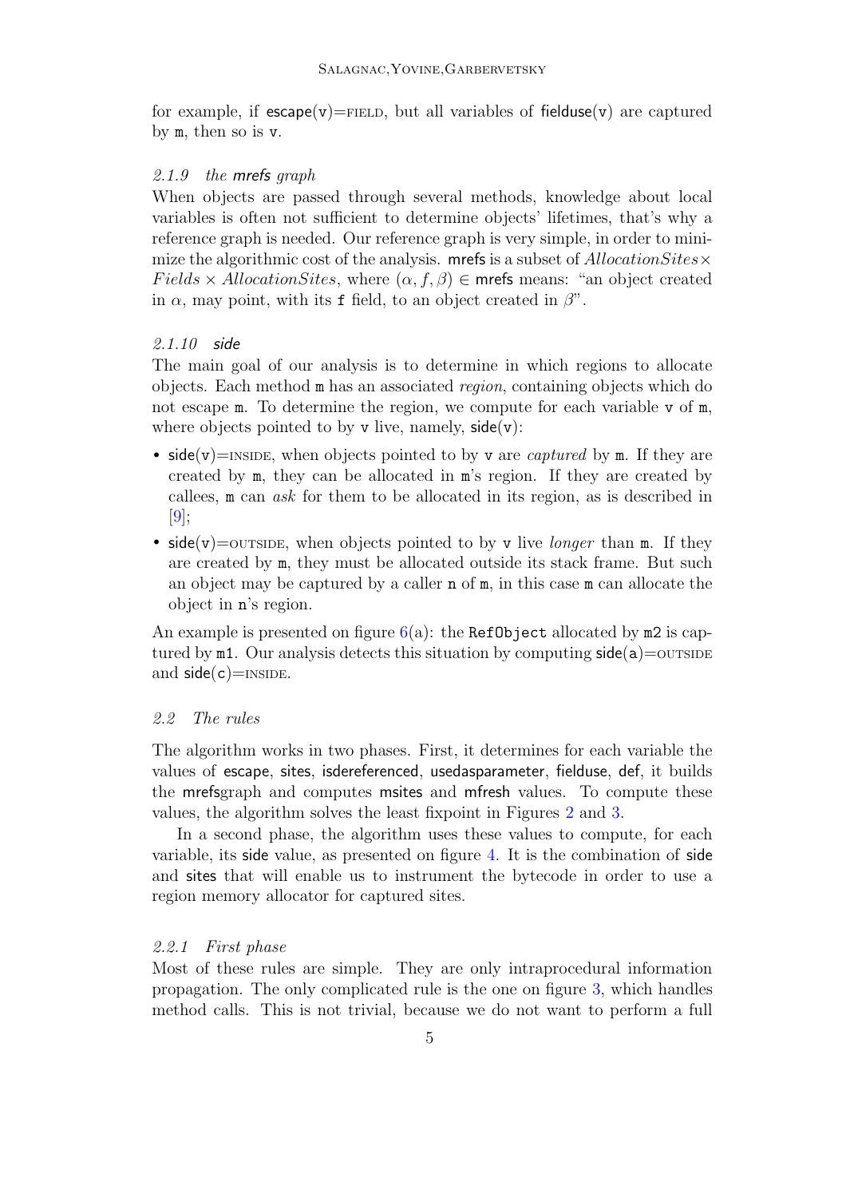for example, if escape(v)=FIELD, but all variables of fielduse(v) are captured by m, then so is v.

#### 2.1.9 the mrefs graph

When objects are passed through several methods, knowledge about local variables is often not sufficient to determine objects' lifetimes, that's why a reference graph is needed. Our reference graph is very simple, in order to minimize the algorithmic cost of the analysis. mrefs is a subset of $AllocationSites \times Fields \times AllocationSites$, where $(\alpha, f, \beta) \in$ mrefs means: "an object created in $\alpha$, may point, with its f field, to an object created in $\beta$".

#### 2.1.10 side

The main goal of our analysis is to determine in which regions to allocate objects. Each method m has an associated *region*, containing objects which do not escape m. To determine the region, we compute for each variable v of m, where objects pointed to by v live, namely, side(v):

- side(v)=INSIDE, when objects pointed to by v are *captured* by m. If they are created by m, they can be allocated in m's region. If they are created by callees, m can *ask* for them to be allocated in its region, as is described in [9];
- side(v)=OUTSIDE, when objects pointed to by v live *longer* than m. If they are created by m, they must be allocated outside its stack frame. But such an object may be captured by a caller n of m, in this case m can allocate the object in n's region.

An example is presented on figure 6(a): the `RefObject` allocated by `m2` is captured by `m1`. Our analysis detects this situation by computing side(a)=OUTSIDE and side(c)=INSIDE.

### 2.2 The rules

The algorithm works in two phases. First, it determines for each variable the values of escape, sites, isdereferenced, usedasparameter, fielduse, def, it builds the mrefsgraph and computes msites and mfresh values. To compute these values, the algorithm solves the least fixpoint in Figures 2 and 3.

In a second phase, the algorithm uses these values to compute, for each variable, its side value, as presented on figure 4. It is the combination of side and sites that will enable us to instrument the bytecode in order to use a region memory allocator for captured sites.

#### 2.2.1 First phase

Most of these rules are simple. They are only intraprocedural information propagation. The only complicated rule is the one on figure 3, which handles method calls. This is not trivial, because we do not want to perform a full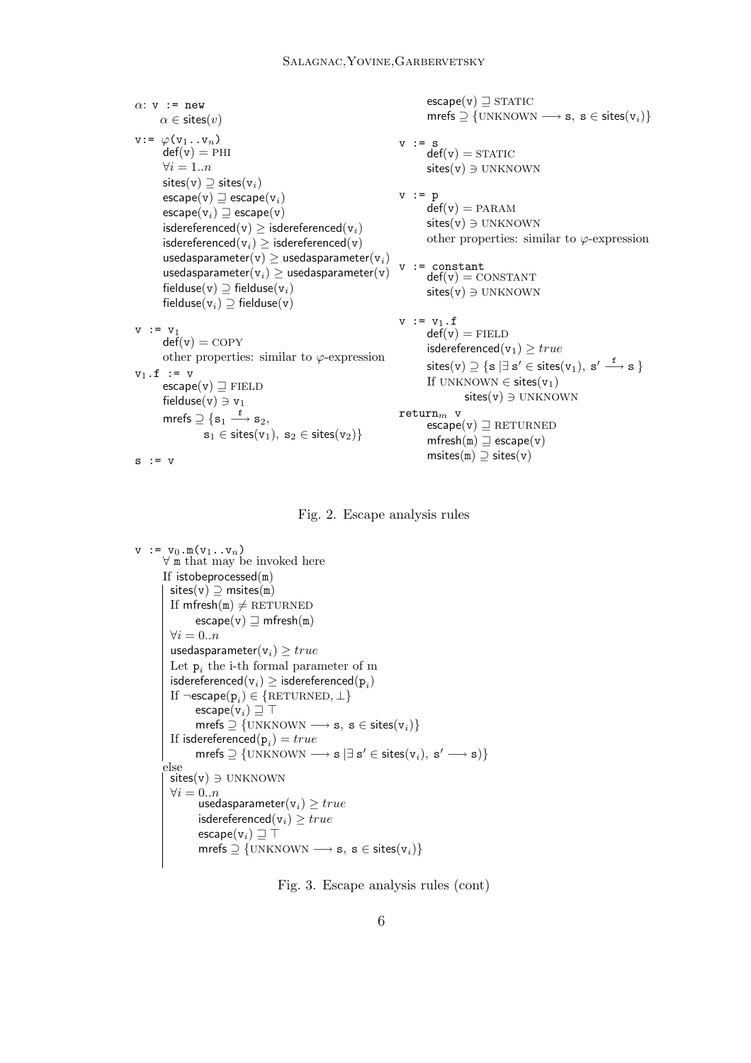$\alpha$: `v := new`
  $\alpha \in \mathsf{sites}(v)$

`v:=` $\varphi$`(v`$_1$`..v`$_n$`)`
  $\mathsf{def}(\mathtt{v}) = \text{PHI}$
  $\forall i = 1..n$
  $\mathsf{sites}(\mathtt{v}) \supseteq \mathsf{sites}(\mathtt{v}_i)$
  $\mathsf{escape}(\mathtt{v}) \sqsupseteq \mathsf{escape}(\mathtt{v}_i)$
  $\mathsf{escape}(\mathtt{v}_i) \sqsupseteq \mathsf{escape}(\mathtt{v})$
  $\mathsf{isdereferenced}(\mathtt{v}) \geq \mathsf{isdereferenced}(\mathtt{v}_i)$
  $\mathsf{isdereferenced}(\mathtt{v}_i) \geq \mathsf{isdereferenced}(\mathtt{v})$
  $\mathsf{usedasparameter}(\mathtt{v}) \geq \mathsf{usedasparameter}(\mathtt{v}_i)$
  $\mathsf{usedasparameter}(\mathtt{v}_i) \geq \mathsf{usedasparameter}(\mathtt{v})$
  $\mathsf{fielduse}(\mathtt{v}) \supseteq \mathsf{fielduse}(\mathtt{v}_i)$
  $\mathsf{fielduse}(\mathtt{v}_i) \supseteq \mathsf{fielduse}(\mathtt{v})$

`v := v`$_1$
  $\mathsf{def}(\mathtt{v}) = \text{COPY}$
  other properties: similar to $\varphi$-expression

`v`$_1$`.f := v`
  $\mathsf{escape}(\mathtt{v}) \sqsupseteq \text{FIELD}$
  $\mathsf{fielduse}(\mathtt{v}) \ni \mathtt{v}_1$
  $\mathsf{mrefs} \supseteq \{\mathtt{s}_1 \xrightarrow{\mathtt{f}} \mathtt{s}_2,\ \mathtt{s}_1 \in \mathsf{sites}(\mathtt{v}_1),\ \mathtt{s}_2 \in \mathsf{sites}(\mathtt{v}_2)\}$

`s := v`
  $\mathsf{escape}(\mathtt{v}) \sqsupseteq \text{STATIC}$
  $\mathsf{mrefs} \supseteq \{\text{UNKNOWN} \longrightarrow \mathtt{s},\ \mathtt{s} \in \mathsf{sites}(\mathtt{v}_i)\}$

`v := s`
  $\mathsf{def}(\mathtt{v}) = \text{STATIC}$
  $\mathsf{sites}(\mathtt{v}) \ni \text{UNKNOWN}$

`v := p`
  $\mathsf{def}(\mathtt{v}) = \text{PARAM}$
  $\mathsf{sites}(\mathtt{v}) \ni \text{UNKNOWN}$
  other properties: similar to $\varphi$-expression

`v := constant`
  $\mathsf{def}(\mathtt{v}) = \text{CONSTANT}$
  $\mathsf{sites}(\mathtt{v}) \ni \text{UNKNOWN}$

`v := v`$_1$`.f`
  $\mathsf{def}(\mathtt{v}) = \text{FIELD}$
  $\mathsf{isdereferenced}(\mathtt{v}_1) \geq true$
  $\mathsf{sites}(\mathtt{v}) \supseteq \{\mathtt{s} \mid \exists\, \mathtt{s}' \in \mathsf{sites}(\mathtt{v}_1),\ \mathtt{s}' \xrightarrow{\mathtt{f}} \mathtt{s}\}$
  If $\text{UNKNOWN} \in \mathsf{sites}(\mathtt{v}_1)$
    $\mathsf{sites}(\mathtt{v}) \ni \text{UNKNOWN}$

`return`$_m$ `v`
  $\mathsf{escape}(\mathtt{v}) \sqsupseteq \text{RETURNED}$
  $\mathsf{mfresh}(\mathtt{m}) \sqsupseteq \mathsf{escape}(\mathtt{v})$
  $\mathsf{msites}(\mathtt{m}) \supseteq \mathsf{sites}(\mathtt{v})$

Fig. 2. Escape analysis rules

`v := v`$_0$`.m(v`$_1$`..v`$_n$`)`
  $\forall$ `m` that may be invoked here
  If $\mathsf{istobeprocessed}(\mathtt{m})$
    $\mathsf{sites}(\mathtt{v}) \supseteq \mathsf{msites}(\mathtt{m})$
    If $\mathsf{mfresh}(\mathtt{m}) \neq \text{RETURNED}$
      $\mathsf{escape}(\mathtt{v}) \sqsupseteq \mathsf{mfresh}(\mathtt{m})$
    $\forall i = 0..n$
    $\mathsf{usedasparameter}(\mathtt{v}_i) \geq true$
    Let $\mathtt{p}_i$ the i-th formal parameter of m
    $\mathsf{isdereferenced}(\mathtt{v}_i) \geq \mathsf{isdereferenced}(\mathtt{p}_i)$
    If $\neg\mathsf{escape}(\mathtt{p}_i) \in \{\text{RETURNED}, \bot\}$
      $\mathsf{escape}(\mathtt{v}_i) \sqsupseteq \top$
      $\mathsf{mrefs} \supseteq \{\text{UNKNOWN} \longrightarrow \mathtt{s},\ \mathtt{s} \in \mathsf{sites}(\mathtt{v}_i)\}$
    If $\mathsf{isdereferenced}(\mathtt{p}_i) = true$
      $\mathsf{mrefs} \supseteq \{\text{UNKNOWN} \longrightarrow \mathtt{s} \mid \exists\, \mathtt{s}' \in \mathsf{sites}(\mathtt{v}_i),\ \mathtt{s}' \longrightarrow \mathtt{s})\}$
  else
    $\mathsf{sites}(\mathtt{v}) \ni \text{UNKNOWN}$
    $\forall i = 0..n$
      $\mathsf{usedasparameter}(\mathtt{v}_i) \geq true$
      $\mathsf{isdereferenced}(\mathtt{v}_i) \geq true$
      $\mathsf{escape}(\mathtt{v}_i) \sqsupseteq \top$
      $\mathsf{mrefs} \supseteq \{\text{UNKNOWN} \longrightarrow \mathtt{s},\ \mathtt{s} \in \mathsf{sites}(\mathtt{v}_i)\}$

Fig. 3. Escape analysis rules (cont)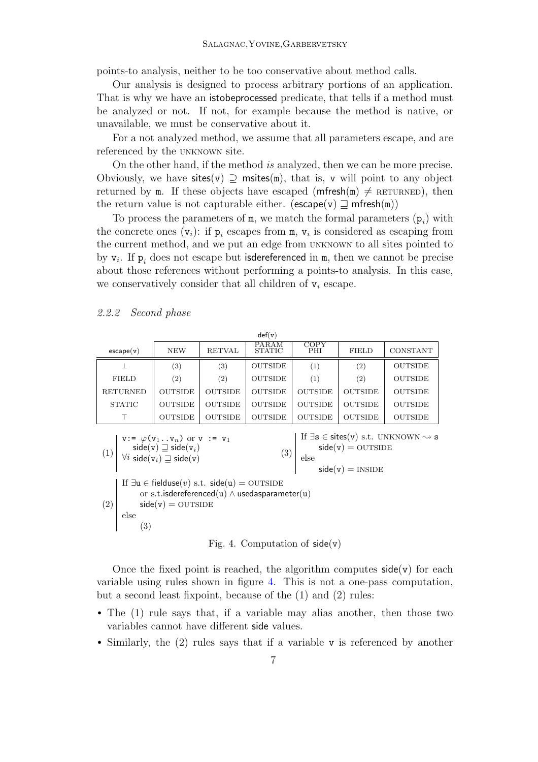points-to analysis, neither to be too conservative about method calls.

Our analysis is designed to process arbitrary portions of an application. That is why we have an istobeprocessed predicate, that tells if a method must be analyzed or not. If not, for example because the method is native, or unavailable, we must be conservative about it.

For a not analyzed method, we assume that all parameters escape, and are referenced by the UNKNOWN site.

On the other hand, if the method *is* analyzed, then we can be more precise. Obviously, we have $\mathsf{sites}(\mathtt{v}) \supseteq \mathsf{msites}(\mathtt{m})$, that is, v will point to any object returned by m. If these objects have escaped ($\mathsf{mfresh}(\mathtt{m}) \neq \text{RETURNED}$), then the return value is not capturable either. ($\mathsf{escape}(\mathtt{v}) \sqsupseteq \mathsf{mfresh}(\mathtt{m})$)

To process the parameters of m, we match the formal parameters ($\mathtt{p}_i$) with the concrete ones ($\mathtt{v}_i$): if $\mathtt{p}_i$ escapes from m, $\mathtt{v}_i$ is considered as escaping from the current method, and we put an edge from UNKNOWN to all sites pointed to by $\mathtt{v}_i$. If $\mathtt{p}_i$ does not escape but isdereferenced in m, then we cannot be precise about those references without performing a points-to analysis. In this case, we conservatively consider that all children of $\mathtt{v}_i$ escape.

### 2.2.2 Second phase

| | def(v) | | | | | |
|---|---|---|---|---|---|---|
| escape(v) | NEW | RETVAL | PARAM STATIC | COPY PHI | FIELD | CONSTANT |
| $\bot$ | (3) | (3) | OUTSIDE | (1) | (2) | OUTSIDE |
| FIELD | (2) | (2) | OUTSIDE | (1) | (2) | OUTSIDE |
| RETURNED | OUTSIDE | OUTSIDE | OUTSIDE | OUTSIDE | OUTSIDE | OUTSIDE |
| STATIC | OUTSIDE | OUTSIDE | OUTSIDE | OUTSIDE | OUTSIDE | OUTSIDE |
| $\top$ | OUTSIDE | OUTSIDE | OUTSIDE | OUTSIDE | OUTSIDE | OUTSIDE |

(1)
- `v:=` $\varphi(\mathtt{v}_1..\mathtt{v}_n)$ or `v := v`$_1$
  - $\mathsf{side}(\mathtt{v}) \sqsupseteq \mathsf{side}(\mathtt{v}_i)$
- $\forall i$ $\mathsf{side}(\mathtt{v}_i) \sqsupseteq \mathsf{side}(\mathtt{v})$

(3)
- If $\exists \mathtt{s} \in \mathsf{sites}(\mathtt{v})$ s.t. UNKNOWN $\rightsquigarrow$ s
  - $\mathsf{side}(\mathtt{v}) = \text{OUTSIDE}$
- else
  - $\mathsf{side}(\mathtt{v}) = \text{INSIDE}$

(2)
- If $\exists \mathtt{u} \in \mathsf{fielduse}(v)$ s.t. $\mathsf{side}(\mathtt{u}) = \text{OUTSIDE}$
  or s.t. $\mathsf{isdereferenced}(\mathtt{u}) \wedge \mathsf{usedasparameter}(\mathtt{u})$
  - $\mathsf{side}(\mathtt{v}) = \text{OUTSIDE}$
- else
  - (3)

Fig. 4. Computation of $\mathsf{side}(\mathtt{v})$

Once the fixed point is reached, the algorithm computes $\mathsf{side}(\mathtt{v})$ for each variable using rules shown in figure 4. This is not a one-pass computation, but a second least fixpoint, because of the (1) and (2) rules:

- The (1) rule says that, if a variable may alias another, then those two variables cannot have different side values.
- Similarly, the (2) rules says that if a variable v is referenced by another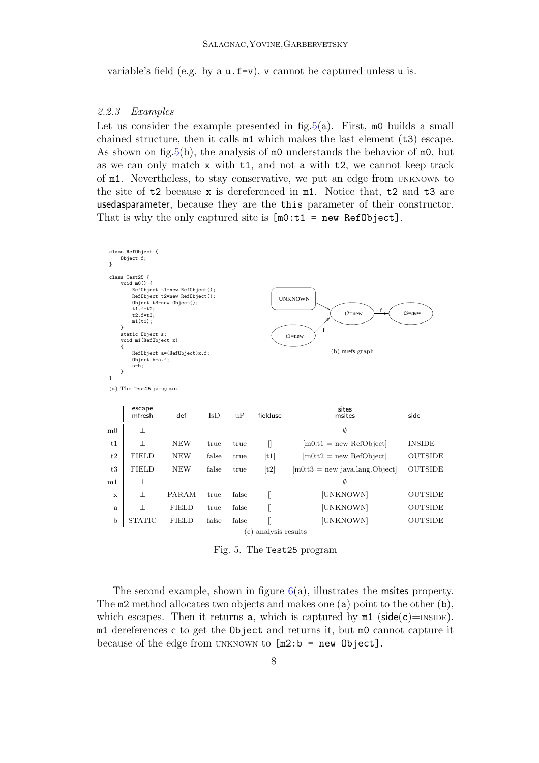variable's field (e.g. by a `u.f=v`), `v` cannot be captured unless `u` is.

### 2.2.3 Examples

Let us consider the example presented in fig.5(a). First, `m0` builds a small chained structure, then it calls `m1` which makes the last element (`t3`) escape. As shown on fig.5(b), the analysis of `m0` understands the behavior of `m0`, but as we can only match `x` with `t1`, and not `a` with `t2`, we cannot keep track of `m1`. Nevertheless, to stay conservative, we put an edge from UNKNOWN to the site of `t2` because `x` is dereferenced in `m1`. Notice that, `t2` and `t3` are usedasparameter, because they are the `this` parameter of their constructor. That is why the only captured site is `[m0:t1 = new RefObject]`.

```
class RefObject {
    Object f;
}

class Test25 {
    void m0() {
        RefObject t1=new RefObject();
        RefObject t2=new RefObject();
        Object t3=new Object();
        t1.f=t2;
        t2.f=t3;
        m1(t1);
    }
    static Object s;
    void m1(RefObject x)
    {
        RefObject a=(RefObject)x.f;
        Object b=a.f;
        s=b;
    }
}
```

(a) The Test25 program

(b) mrefs graph

| | escape mfresh | def | IsD | uP | fielduse | sites msites | side |
|---|---|---|---|---|---|---|---|
| m0 | $\perp$ | | | | | $\emptyset$ | |
| t1 | $\perp$ | NEW | true | true | [] | [m0:t1 = new RefObject] | INSIDE |
| t2 | FIELD | NEW | false | true | [t1] | [m0:t2 = new RefObject] | OUTSIDE |
| t3 | FIELD | NEW | false | true | [t2] | [m0:t3 = new java.lang.Object] | OUTSIDE |
| m1 | $\perp$ | | | | | $\emptyset$ | |
| x | $\perp$ | PARAM | true | false | [] | [UNKNOWN] | OUTSIDE |
| a | $\perp$ | FIELD | true | false | [] | [UNKNOWN] | OUTSIDE |
| b | STATIC | FIELD | false | false | [] | [UNKNOWN] | OUTSIDE |

(c) analysis results

Fig. 5. The `Test25` program

The second example, shown in figure 6(a), illustrates the msites property. The `m2` method allocates two objects and makes one (`a`) point to the other (`b`), which escapes. Then it returns `a`, which is captured by `m1` (side(`c`)=INSIDE). `m1` dereferences c to get the `Object` and returns it, but `m0` cannot capture it because of the edge from UNKNOWN to `[m2:b = new Object]`.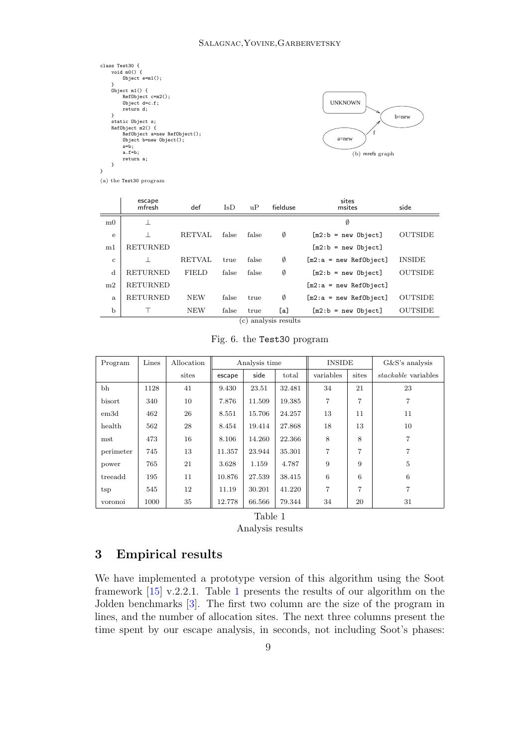```
class Test30 {
    void m0() {
        Object e=m1();
    }
    Object m1() {
        RefObject c=m2();
        Object d=c.f;
        return d;
    }
    static Object s;
    RefObject m2() {
        RefObject a=new RefObject();
        Object b=new Object();
        s=b;
        a.f=b;
        return a;
    }
}
```

(a) the Test30 program

(b) mrefs graph

| | escape mfresh | def | IsD | uP | fielduse | sites msites | side |
|---|---|---|---|---|---|---|---|
| m0 | ⊥ | | | | | ∅ | |
| e | ⊥ | RETVAL | false | false | ∅ | [m2:b = new Object] | OUTSIDE |
| m1 | RETURNED | | | | | [m2:b = new Object] | |
| c | ⊥ | RETVAL | true | false | ∅ | [m2:a = new RefObject] | INSIDE |
| d | RETURNED | FIELD | false | false | ∅ | [m2:b = new Object] | OUTSIDE |
| m2 | RETURNED | | | | | [m2:a = new RefObject] | |
| a | RETURNED | NEW | false | true | ∅ | [m2:a = new RefObject] | OUTSIDE |
| b | ⊤ | NEW | false | true | [a] | [m2:b = new Object] | OUTSIDE |

(c) analysis results

Fig. 6. the Test30 program

| Program | Lines | Allocation | Analysis time | | | INSIDE | | G&S's analysis |
|---|---|---|---|---|---|---|---|---|
| | | sites | escape | side | total | variables | sites | *stackable* variables |
| bh | 1128 | 41 | 9.430 | 23.51 | 32.481 | 34 | 21 | 23 |
| bisort | 340 | 10 | 7.876 | 11.509 | 19.385 | 7 | 7 | 7 |
| em3d | 462 | 26 | 8.551 | 15.706 | 24.257 | 13 | 11 | 11 |
| health | 562 | 28 | 8.454 | 19.414 | 27.868 | 18 | 13 | 10 |
| mst | 473 | 16 | 8.106 | 14.260 | 22.366 | 8 | 8 | 7 |
| perimeter | 745 | 13 | 11.357 | 23.944 | 35.301 | 7 | 7 | 7 |
| power | 765 | 21 | 3.628 | 1.159 | 4.787 | 9 | 9 | 5 |
| treeadd | 195 | 11 | 10.876 | 27.539 | 38.415 | 6 | 6 | 6 |
| tsp | 545 | 12 | 11.19 | 30.201 | 41.220 | 7 | 7 | 7 |
| voronoi | 1000 | 35 | 12.778 | 66.566 | 79.344 | 34 | 20 | 31 |

Table 1
Analysis results

## 3 Empirical results

We have implemented a prototype version of this algorithm using the Soot framework [15] v.2.2.1. Table 1 presents the results of our algorithm on the Jolden benchmarks [3]. The first two column are the size of the program in lines, and the number of allocation sites. The next three columns present the time spent by our escape analysis, in seconds, not including Soot's phases: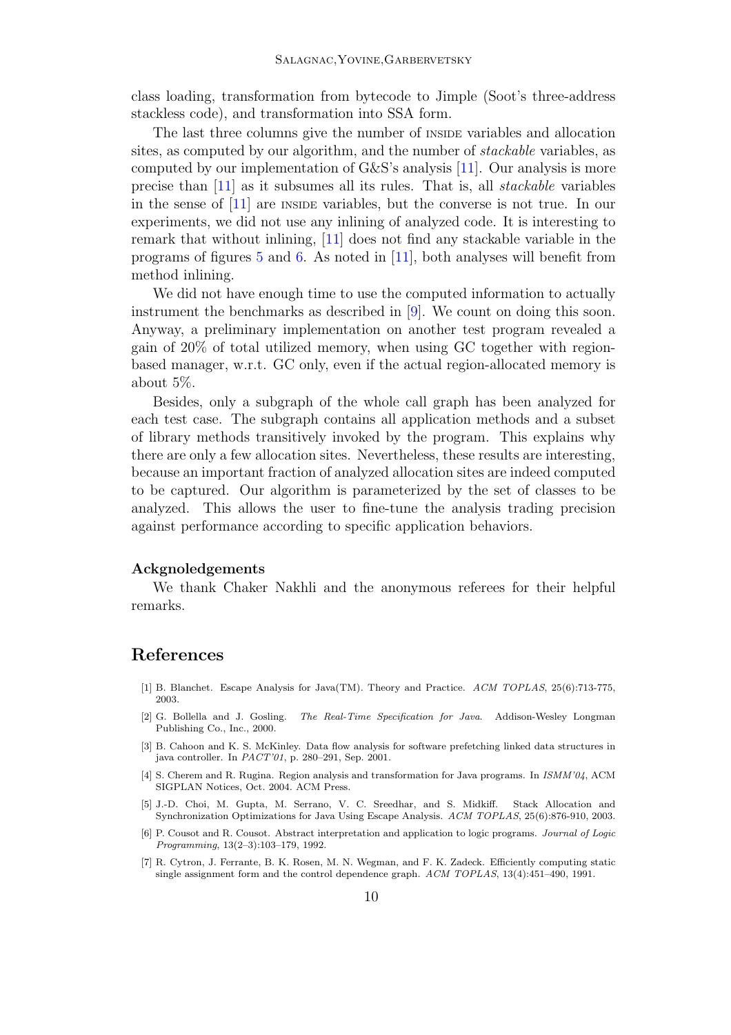class loading, transformation from bytecode to Jimple (Soot's three-address stackless code), and transformation into SSA form.

The last three columns give the number of INSIDE variables and allocation sites, as computed by our algorithm, and the number of *stackable* variables, as computed by our implementation of G&S's analysis [11]. Our analysis is more precise than [11] as it subsumes all its rules. That is, all *stackable* variables in the sense of [11] are INSIDE variables, but the converse is not true. In our experiments, we did not use any inlining of analyzed code. It is interesting to remark that without inlining, [11] does not find any stackable variable in the programs of figures 5 and 6. As noted in [11], both analyses will benefit from method inlining.

We did not have enough time to use the computed information to actually instrument the benchmarks as described in [9]. We count on doing this soon. Anyway, a preliminary implementation on another test program revealed a gain of 20% of total utilized memory, when using GC together with region-based manager, w.r.t. GC only, even if the actual region-allocated memory is about 5%.

Besides, only a subgraph of the whole call graph has been analyzed for each test case. The subgraph contains all application methods and a subset of library methods transitively invoked by the program. This explains why there are only a few allocation sites. Nevertheless, these results are interesting, because an important fraction of analyzed allocation sites are indeed computed to be captured. Our algorithm is parameterized by the set of classes to be analyzed. This allows the user to fine-tune the analysis trading precision against performance according to specific application behaviors.

### Ackgnoledgements

We thank Chaker Nakhli and the anonymous referees for their helpful remarks.

## References

[1] B. Blanchet. Escape Analysis for Java(TM). Theory and Practice. *ACM TOPLAS*, 25(6):713-775, 2003.

[2] G. Bollella and J. Gosling. *The Real-Time Specification for Java*. Addison-Wesley Longman Publishing Co., Inc., 2000.

[3] B. Cahoon and K. S. McKinley. Data flow analysis for software prefetching linked data structures in java controller. In *PACT'01*, p. 280–291, Sep. 2001.

[4] S. Cherem and R. Rugina. Region analysis and transformation for Java programs. In *ISMM'04*, ACM SIGPLAN Notices, Oct. 2004. ACM Press.

[5] J.-D. Choi, M. Gupta, M. Serrano, V. C. Sreedhar, and S. Midkiff. Stack Allocation and Synchronization Optimizations for Java Using Escape Analysis. *ACM TOPLAS*, 25(6):876-910, 2003.

[6] P. Cousot and R. Cousot. Abstract interpretation and application to logic programs. *Journal of Logic Programming*, 13(2–3):103–179, 1992.

[7] R. Cytron, J. Ferrante, B. K. Rosen, M. N. Wegman, and F. K. Zadeck. Efficiently computing static single assignment form and the control dependence graph. *ACM TOPLAS*, 13(4):451–490, 1991.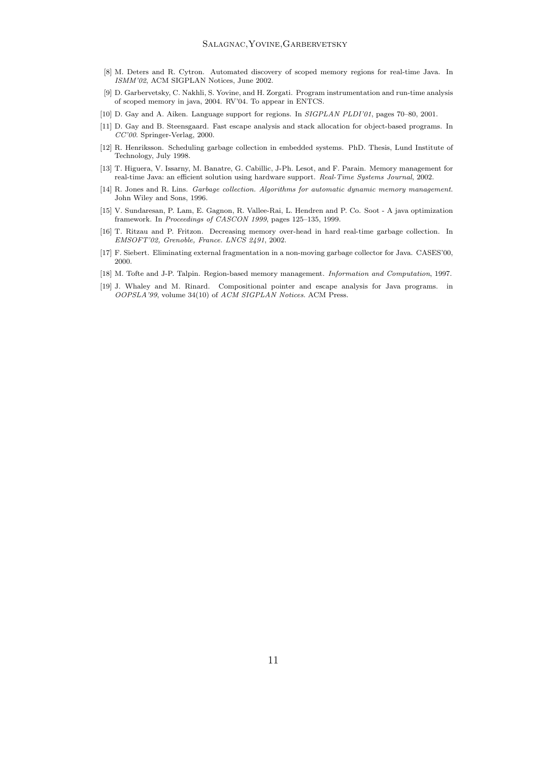[8] M. Deters and R. Cytron. Automated discovery of scoped memory regions for real-time Java. In *ISMM'02*, ACM SIGPLAN Notices, June 2002.

[9] D. Garbervetsky, C. Nakhli, S. Yovine, and H. Zorgati. Program instrumentation and run-time analysis of scoped memory in java, 2004. RV'04. To appear in ENTCS.

[10] D. Gay and A. Aiken. Language support for regions. In *SIGPLAN PLDI'01*, pages 70–80, 2001.

[11] D. Gay and B. Steensgaard. Fast escape analysis and stack allocation for object-based programs. In *CC'00*. Springer-Verlag, 2000.

[12] R. Henriksson. Scheduling garbage collection in embedded systems. PhD. Thesis, Lund Institute of Technology, July 1998.

[13] T. Higuera, V. Issarny, M. Banatre, G. Cabillic, J-Ph. Lesot, and F. Parain. Memory management for real-time Java: an efficient solution using hardware support. *Real-Time Systems Journal*, 2002.

[14] R. Jones and R. Lins. *Garbage collection. Algorithms for automatic dynamic memory management.* John Wiley and Sons, 1996.

[15] V. Sundaresan, P. Lam, E. Gagnon, R. Vallee-Rai, L. Hendren and P. Co. Soot - A java optimization framework. In *Proceedings of CASCON 1999*, pages 125–135, 1999.

[16] T. Ritzau and P. Fritzon. Decreasing memory over-head in hard real-time garbage collection. In *EMSOFT'02, Grenoble, France. LNCS 2491*, 2002.

[17] F. Siebert. Eliminating external fragmentation in a non-moving garbage collector for Java. CASES'00, 2000.

[18] M. Tofte and J-P. Talpin. Region-based memory management. *Information and Computation*, 1997.

[19] J. Whaley and M. Rinard. Compositional pointer and escape analysis for Java programs. in *OOPSLA'99*, volume 34(10) of *ACM SIGPLAN Notices*. ACM Press.